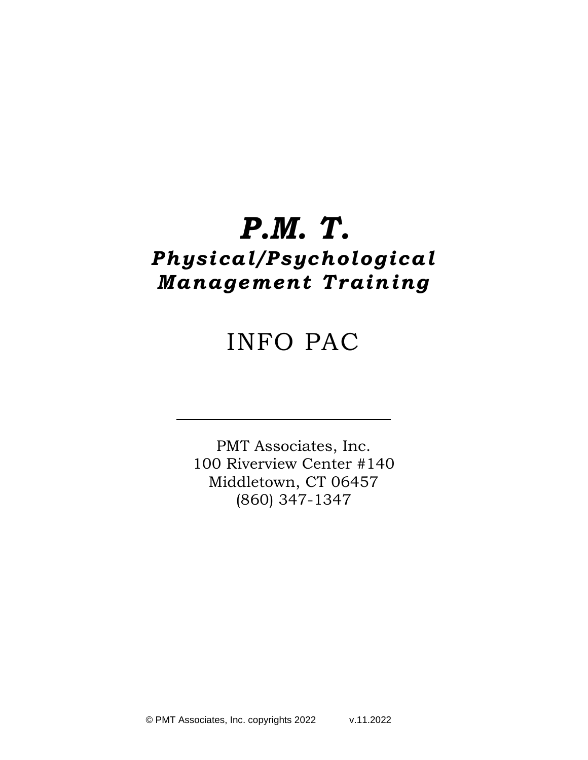# *P.M. T.*

## *Physical/Psychological Management Training*

# INFO PAC

---

PMT Associates, Inc.
100 Riverview Center #140
Middletown, CT 06457
(860) 347-1347

© PMT Associates, Inc. copyrights 2022 v.11.2022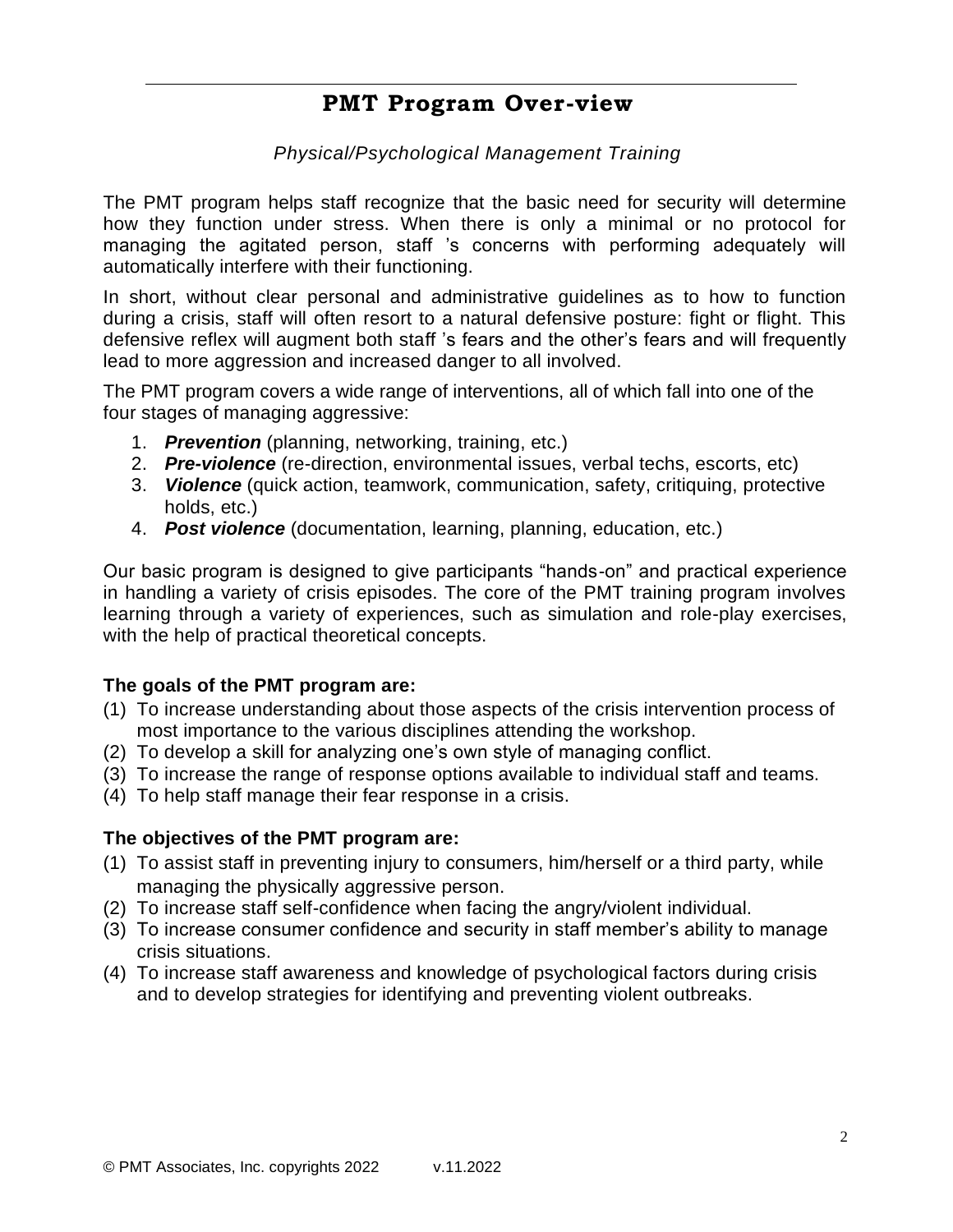# PMT Program Over-view

*Physical/Psychological Management Training*

The PMT program helps staff recognize that the basic need for security will determine how they function under stress. When there is only a minimal or no protocol for managing the agitated person, staff 's concerns with performing adequately will automatically interfere with their functioning.

In short, without clear personal and administrative guidelines as to how to function during a crisis, staff will often resort to a natural defensive posture: fight or flight. This defensive reflex will augment both staff 's fears and the other's fears and will frequently lead to more aggression and increased danger to all involved.

The PMT program covers a wide range of interventions, all of which fall into one of the four stages of managing aggressive:

1. ***Prevention*** (planning, networking, training, etc.)
2. ***Pre-violence*** (re-direction, environmental issues, verbal techs, escorts, etc)
3. ***Violence*** (quick action, teamwork, communication, safety, critiquing, protective holds, etc.)
4. ***Post violence*** (documentation, learning, planning, education, etc.)

Our basic program is designed to give participants "hands-on" and practical experience in handling a variety of crisis episodes. The core of the PMT training program involves learning through a variety of experiences, such as simulation and role-play exercises, with the help of practical theoretical concepts.

**The goals of the PMT program are:**

(1) To increase understanding about those aspects of the crisis intervention process of most importance to the various disciplines attending the workshop.
(2) To develop a skill for analyzing one's own style of managing conflict.
(3) To increase the range of response options available to individual staff and teams.
(4) To help staff manage their fear response in a crisis.

**The objectives of the PMT program are:**

(1) To assist staff in preventing injury to consumers, him/herself or a third party, while managing the physically aggressive person.
(2) To increase staff self-confidence when facing the angry/violent individual.
(3) To increase consumer confidence and security in staff member's ability to manage crisis situations.
(4) To increase staff awareness and knowledge of psychological factors during crisis and to develop strategies for identifying and preventing violent outbreaks.

© PMT Associates, Inc. copyrights 2022 v.11.2022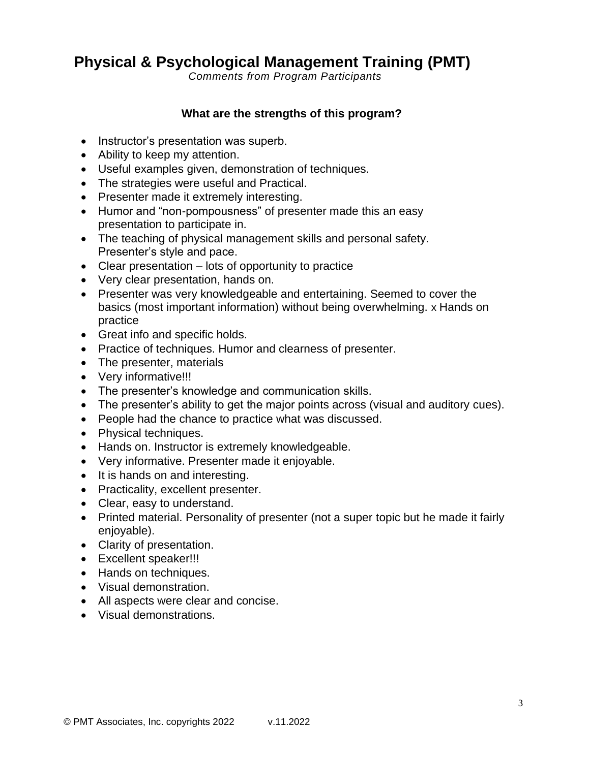# Physical & Psychological Management Training (PMT)

*Comments from Program Participants*

**What are the strengths of this program?**

- Instructor's presentation was superb.
- Ability to keep my attention.
- Useful examples given, demonstration of techniques.
- The strategies were useful and Practical.
- Presenter made it extremely interesting.
- Humor and "non-pompousness" of presenter made this an easy presentation to participate in.
- The teaching of physical management skills and personal safety. Presenter's style and pace.
- Clear presentation – lots of opportunity to practice
- Very clear presentation, hands on.
- Presenter was very knowledgeable and entertaining. Seemed to cover the basics (most important information) without being overwhelming. x Hands on practice
- Great info and specific holds.
- Practice of techniques. Humor and clearness of presenter.
- The presenter, materials
- Very informative!!!
- The presenter's knowledge and communication skills.
- The presenter's ability to get the major points across (visual and auditory cues).
- People had the chance to practice what was discussed.
- Physical techniques.
- Hands on. Instructor is extremely knowledgeable.
- Very informative. Presenter made it enjoyable.
- It is hands on and interesting.
- Practicality, excellent presenter.
- Clear, easy to understand.
- Printed material. Personality of presenter (not a super topic but he made it fairly enjoyable).
- Clarity of presentation.
- Excellent speaker!!!
- Hands on techniques.
- Visual demonstration.
- All aspects were clear and concise.
- Visual demonstrations.

© PMT Associates, Inc. copyrights 2022 v.11.2022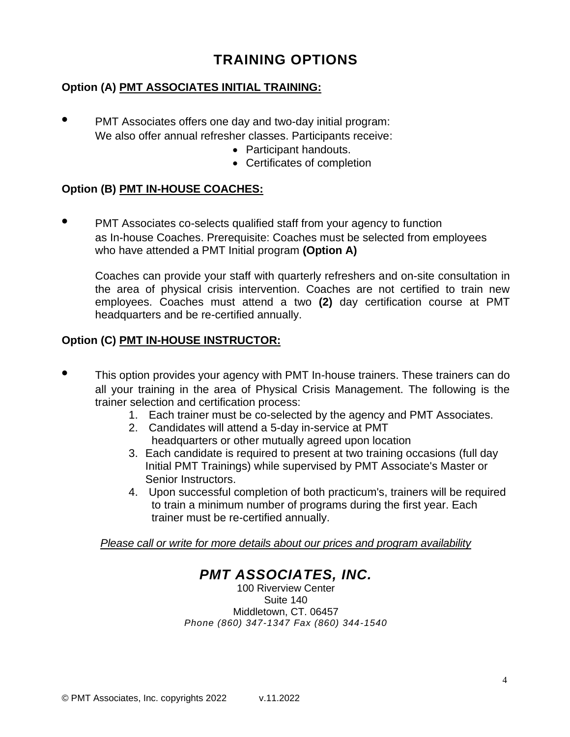# TRAINING OPTIONS

**Option (A)** **PMT ASSOCIATES INITIAL TRAINING:**

- PMT Associates offers one day and two-day initial program:
  We also offer annual refresher classes. Participants receive:
  - Participant handouts.
  - Certificates of completion

**Option (B)** **PMT IN-HOUSE COACHES:**

- PMT Associates co-selects qualified staff from your agency to function as In-house Coaches. Prerequisite: Coaches must be selected from employees who have attended a PMT Initial program **(Option A)**

  Coaches can provide your staff with quarterly refreshers and on-site consultation in the area of physical crisis intervention. Coaches are not certified to train new employees. Coaches must attend a two **(2)** day certification course at PMT headquarters and be re-certified annually.

**Option (C)** **PMT IN-HOUSE INSTRUCTOR:**

- This option provides your agency with PMT In-house trainers. These trainers can do all your training in the area of Physical Crisis Management. The following is the trainer selection and certification process:
  1. Each trainer must be co-selected by the agency and PMT Associates.
  2. Candidates will attend a 5-day in-service at PMT headquarters or other mutually agreed upon location
  3. Each candidate is required to present at two training occasions (full day Initial PMT Trainings) while supervised by PMT Associate's Master or Senior Instructors.
  4. Upon successful completion of both practicum's, trainers will be required to train a minimum number of programs during the first year. Each trainer must be re-certified annually.

*Please call or write for more details about our prices and program availability*

***PMT ASSOCIATES, INC.***

100 Riverview Center
Suite 140
Middletown, CT. 06457
*Phone (860) 347-1347 Fax (860) 344-1540*

© PMT Associates, Inc. copyrights 2022 v.11.2022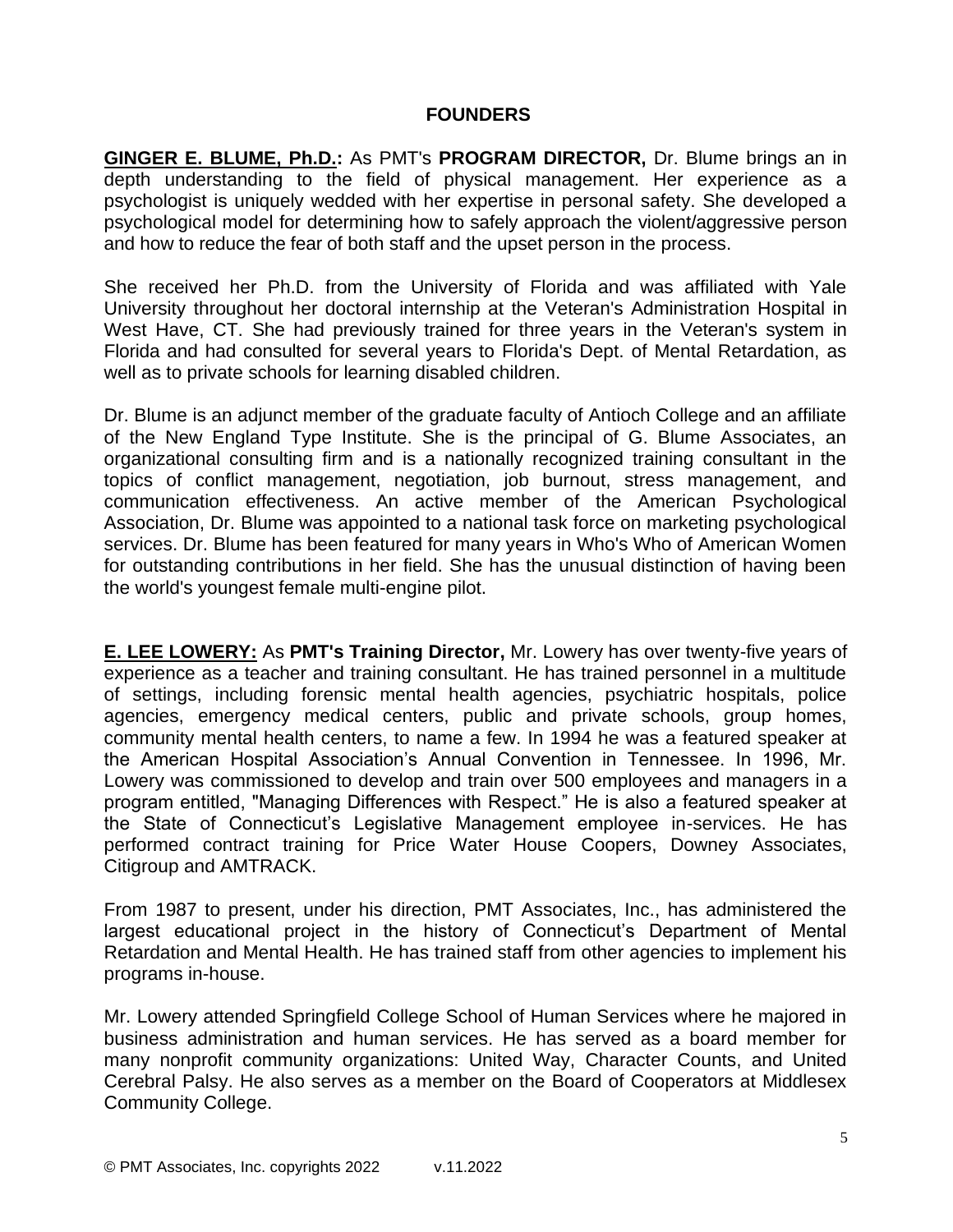## FOUNDERS

**GINGER E. BLUME, Ph.D.:** As PMT's **PROGRAM DIRECTOR,** Dr. Blume brings an in depth understanding to the field of physical management. Her experience as a psychologist is uniquely wedded with her expertise in personal safety. She developed a psychological model for determining how to safely approach the violent/aggressive person and how to reduce the fear of both staff and the upset person in the process.

She received her Ph.D. from the University of Florida and was affiliated with Yale University throughout her doctoral internship at the Veteran's Administration Hospital in West Have, CT. She had previously trained for three years in the Veteran's system in Florida and had consulted for several years to Florida's Dept. of Mental Retardation, as well as to private schools for learning disabled children.

Dr. Blume is an adjunct member of the graduate faculty of Antioch College and an affiliate of the New England Type Institute. She is the principal of G. Blume Associates, an organizational consulting firm and is a nationally recognized training consultant in the topics of conflict management, negotiation, job burnout, stress management, and communication effectiveness. An active member of the American Psychological Association, Dr. Blume was appointed to a national task force on marketing psychological services. Dr. Blume has been featured for many years in Who's Who of American Women for outstanding contributions in her field. She has the unusual distinction of having been the world's youngest female multi-engine pilot.

**E. LEE LOWERY:** As **PMT's Training Director,** Mr. Lowery has over twenty-five years of experience as a teacher and training consultant. He has trained personnel in a multitude of settings, including forensic mental health agencies, psychiatric hospitals, police agencies, emergency medical centers, public and private schools, group homes, community mental health centers, to name a few. In 1994 he was a featured speaker at the American Hospital Association's Annual Convention in Tennessee. In 1996, Mr. Lowery was commissioned to develop and train over 500 employees and managers in a program entitled, "Managing Differences with Respect." He is also a featured speaker at the State of Connecticut's Legislative Management employee in-services. He has performed contract training for Price Water House Coopers, Downey Associates, Citigroup and AMTRACK.

From 1987 to present, under his direction, PMT Associates, Inc., has administered the largest educational project in the history of Connecticut's Department of Mental Retardation and Mental Health. He has trained staff from other agencies to implement his programs in-house.

Mr. Lowery attended Springfield College School of Human Services where he majored in business administration and human services. He has served as a board member for many nonprofit community organizations: United Way, Character Counts, and United Cerebral Palsy. He also serves as a member on the Board of Cooperators at Middlesex Community College.

© PMT Associates, Inc. copyrights 2022 v.11.2022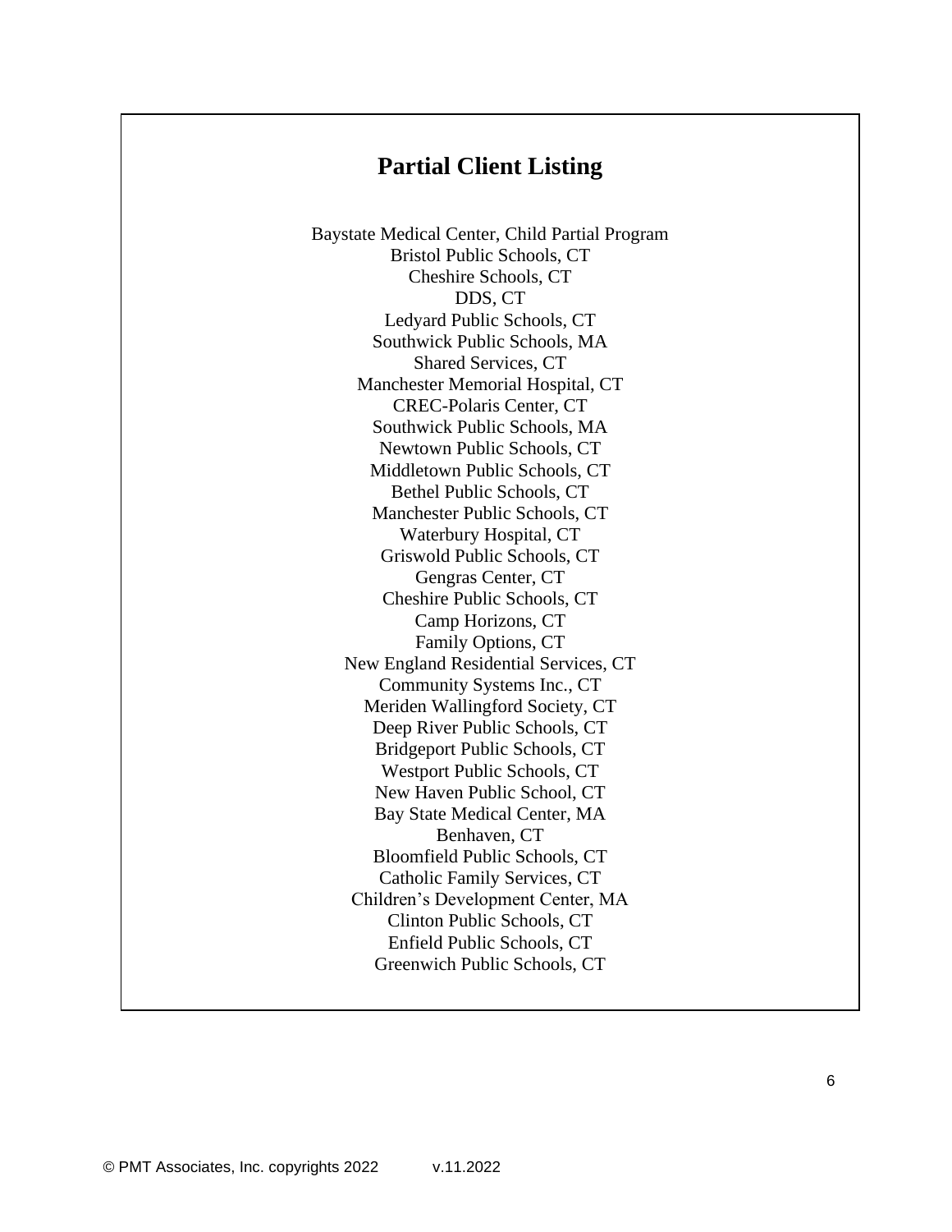# Partial Client Listing

Baystate Medical Center, Child Partial Program
Bristol Public Schools, CT
Cheshire Schools, CT
DDS, CT
Ledyard Public Schools, CT
Southwick Public Schools, MA
Shared Services, CT
Manchester Memorial Hospital, CT
CREC-Polaris Center, CT
Southwick Public Schools, MA
Newtown Public Schools, CT
Middletown Public Schools, CT
Bethel Public Schools, CT
Manchester Public Schools, CT
Waterbury Hospital, CT
Griswold Public Schools, CT
Gengras Center, CT
Cheshire Public Schools, CT
Camp Horizons, CT
Family Options, CT
New England Residential Services, CT
Community Systems Inc., CT
Meriden Wallingford Society, CT
Deep River Public Schools, CT
Bridgeport Public Schools, CT
Westport Public Schools, CT
New Haven Public School, CT
Bay State Medical Center, MA
Benhaven, CT
Bloomfield Public Schools, CT
Catholic Family Services, CT
Children's Development Center, MA
Clinton Public Schools, CT
Enfield Public Schools, CT
Greenwich Public Schools, CT